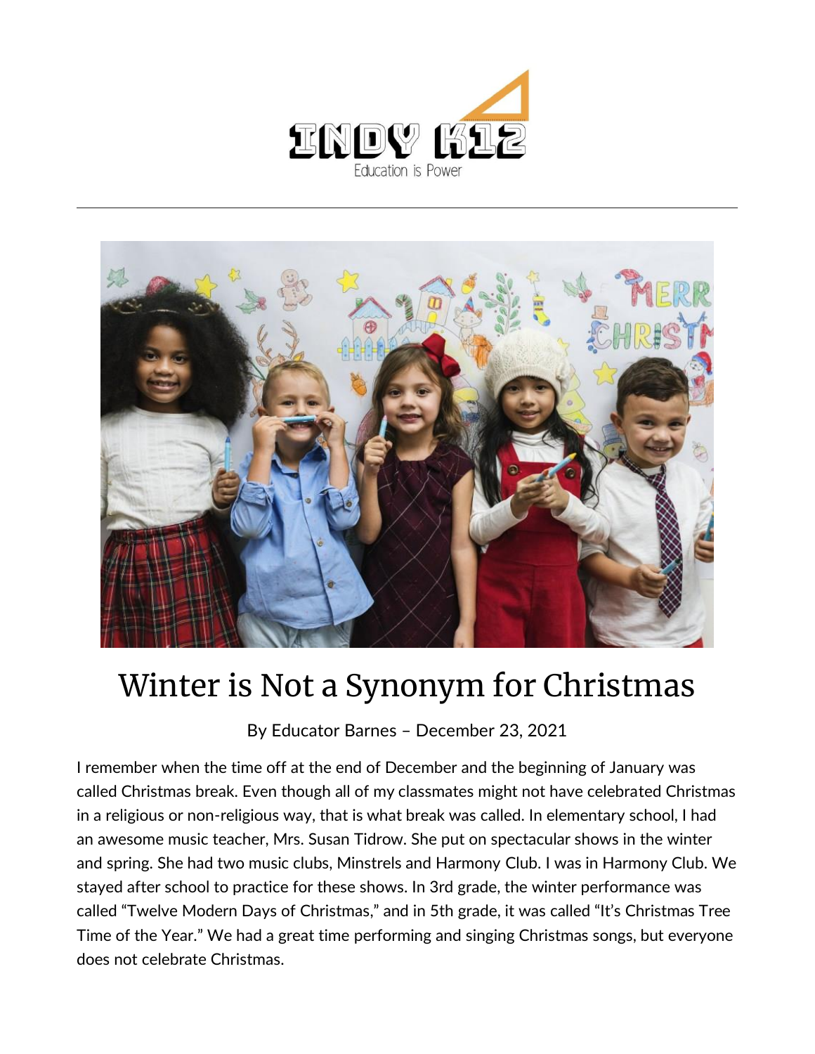# Winter is Not a Synonym for Christmas

By Educator Barnes – December 23, 2021

I remember when the time off at the end of December and the beginning of January was called Christmas break. Even though all of my classmates might not have celebrated Christmas in a religious or non-religious way, that is what break was called. In elementary school, I had an awesome music teacher, Mrs. Susan Tidrow. She put on spectacular shows in the winter and spring. She had two music clubs, Minstrels and Harmony Club. I was in Harmony Club. We stayed after school to practice for these shows. In 3rd grade, the winter performance was called "Twelve Modern Days of Christmas," and in 5th grade, it was called "It's Christmas Tree Time of the Year." We had a great time performing and singing Christmas songs, but everyone does not celebrate Christmas.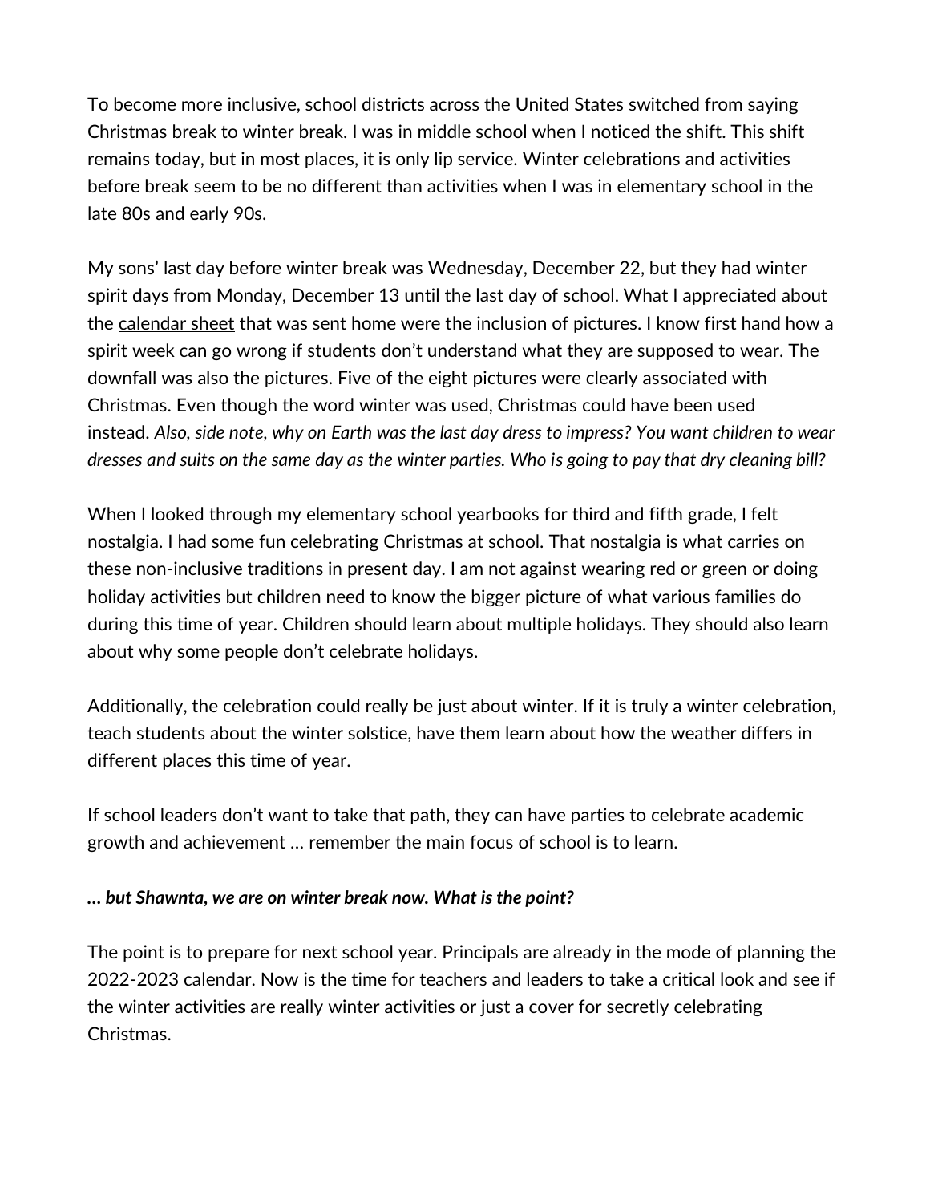To become more inclusive, school districts across the United States switched from saying Christmas break to winter break. I was in middle school when I noticed the shift. This shift remains today, but in most places, it is only lip service. Winter celebrations and activities before break seem to be no different than activities when I was in elementary school in the late 80s and early 90s.

My sons' last day before winter break was Wednesday, December 22, but they had winter spirit days from Monday, December 13 until the last day of school. What I appreciated about the calendar sheet that was sent home were the inclusion of pictures. I know first hand how a spirit week can go wrong if students don't understand what they are supposed to wear. The downfall was also the pictures. Five of the eight pictures were clearly associated with Christmas. Even though the word winter was used, Christmas could have been used instead. *Also, side note, why on Earth was the last day dress to impress? You want children to wear dresses and suits on the same day as the winter parties. Who is going to pay that dry cleaning bill?*

When I looked through my elementary school yearbooks for third and fifth grade, I felt nostalgia. I had some fun celebrating Christmas at school. That nostalgia is what carries on these non-inclusive traditions in present day. I am not against wearing red or green or doing holiday activities but children need to know the bigger picture of what various families do during this time of year. Children should learn about multiple holidays. They should also learn about why some people don't celebrate holidays.

Additionally, the celebration could really be just about winter. If it is truly a winter celebration, teach students about the winter solstice, have them learn about how the weather differs in different places this time of year.

If school leaders don't want to take that path, they can have parties to celebrate academic growth and achievement … remember the main focus of school is to learn.

***… but Shawnta, we are on winter break now. What is the point?***

The point is to prepare for next school year. Principals are already in the mode of planning the 2022-2023 calendar. Now is the time for teachers and leaders to take a critical look and see if the winter activities are really winter activities or just a cover for secretly celebrating Christmas.